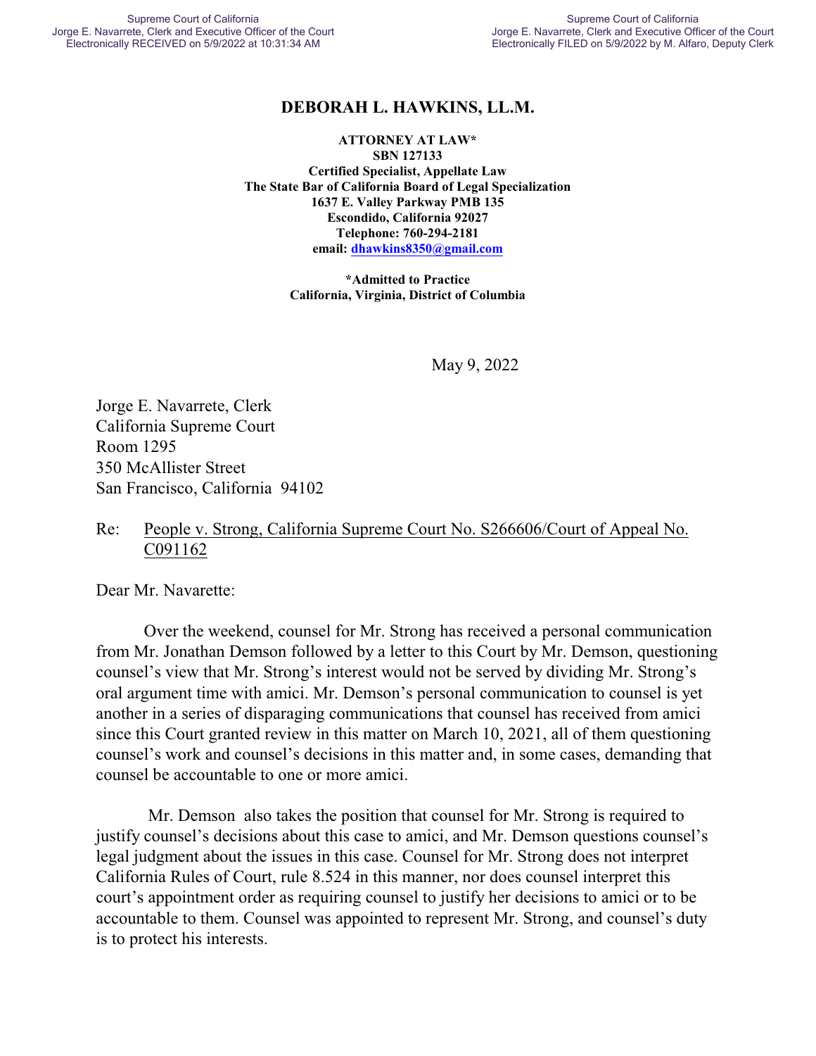**DEBORAH L. HAWKINS, LL.M.**

**ATTORNEY AT LAW***
**SBN 127133**
**Certified Specialist, Appellate Law**
**The State Bar of California Board of Legal Specialization**
**1637 E. Valley Parkway PMB 135**
**Escondido, California 92027**
**Telephone: 760-294-2181**
**email: dhawkins8350@gmail.com**

***Admitted to Practice**
**California, Virginia, District of Columbia**

May 9, 2022

Jorge E. Navarrete, Clerk
California Supreme Court
Room 1295
350 McAllister Street
San Francisco, California 94102

Re: People v. Strong, California Supreme Court No. S266606/Court of Appeal No. C091162

Dear Mr. Navarette:

Over the weekend, counsel for Mr. Strong has received a personal communication from Mr. Jonathan Demson followed by a letter to this Court by Mr. Demson, questioning counsel's view that Mr. Strong's interest would not be served by dividing Mr. Strong's oral argument time with amici. Mr. Demson's personal communication to counsel is yet another in a series of disparaging communications that counsel has received from amici since this Court granted review in this matter on March 10, 2021, all of them questioning counsel's work and counsel's decisions in this matter and, in some cases, demanding that counsel be accountable to one or more amici.

Mr. Demson also takes the position that counsel for Mr. Strong is required to justify counsel's decisions about this case to amici, and Mr. Demson questions counsel's legal judgment about the issues in this case. Counsel for Mr. Strong does not interpret California Rules of Court, rule 8.524 in this manner, nor does counsel interpret this court's appointment order as requiring counsel to justify her decisions to amici or to be accountable to them. Counsel was appointed to represent Mr. Strong, and counsel's duty is to protect his interests.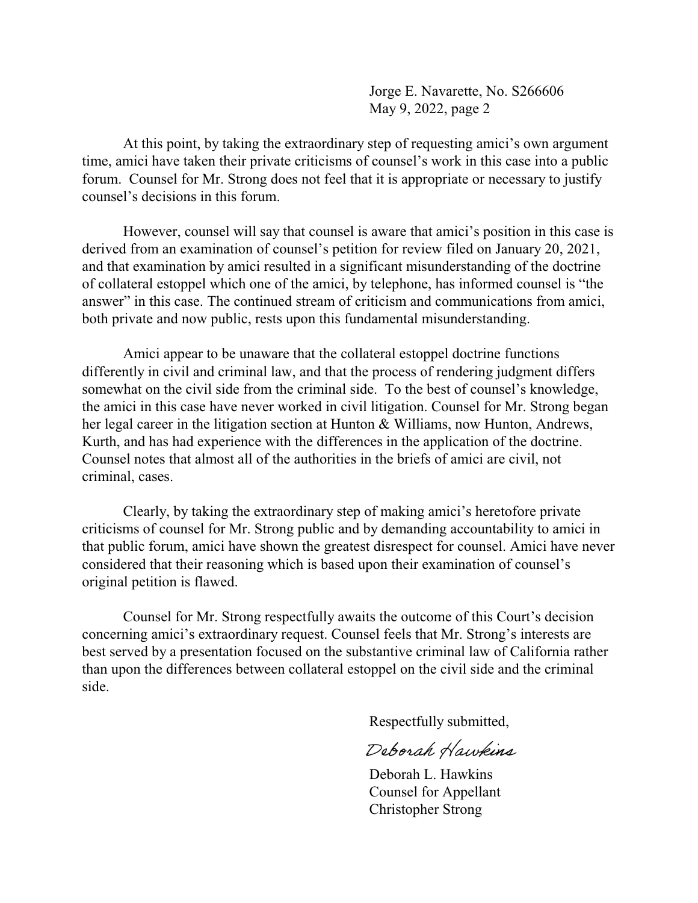At this point, by taking the extraordinary step of requesting amici's own argument time, amici have taken their private criticisms of counsel's work in this case into a public forum. Counsel for Mr. Strong does not feel that it is appropriate or necessary to justify counsel's decisions in this forum.

However, counsel will say that counsel is aware that amici's position in this case is derived from an examination of counsel's petition for review filed on January 20, 2021, and that examination by amici resulted in a significant misunderstanding of the doctrine of collateral estoppel which one of the amici, by telephone, has informed counsel is "the answer" in this case. The continued stream of criticism and communications from amici, both private and now public, rests upon this fundamental misunderstanding.

Amici appear to be unaware that the collateral estoppel doctrine functions differently in civil and criminal law, and that the process of rendering judgment differs somewhat on the civil side from the criminal side. To the best of counsel's knowledge, the amici in this case have never worked in civil litigation. Counsel for Mr. Strong began her legal career in the litigation section at Hunton & Williams, now Hunton, Andrews, Kurth, and has had experience with the differences in the application of the doctrine. Counsel notes that almost all of the authorities in the briefs of amici are civil, not criminal, cases.

Clearly, by taking the extraordinary step of making amici's heretofore private criticisms of counsel for Mr. Strong public and by demanding accountability to amici in that public forum, amici have shown the greatest disrespect for counsel. Amici have never considered that their reasoning which is based upon their examination of counsel's original petition is flawed.

Counsel for Mr. Strong respectfully awaits the outcome of this Court's decision concerning amici's extraordinary request. Counsel feels that Mr. Strong's interests are best served by a presentation focused on the substantive criminal law of California rather than upon the differences between collateral estoppel on the civil side and the criminal side.

Respectfully submitted,

*Deborah Hawkins*

Deborah L. Hawkins
Counsel for Appellant
Christopher Strong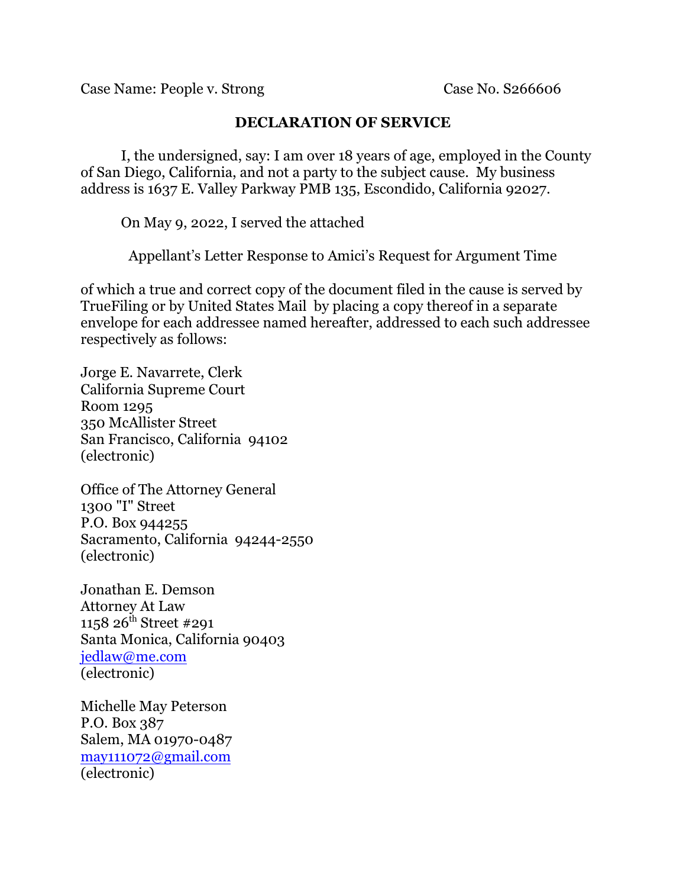Case Name: People v. Strong Case No. S266606

**DECLARATION OF SERVICE**

I, the undersigned, say: I am over 18 years of age, employed in the County of San Diego, California, and not a party to the subject cause. My business address is 1637 E. Valley Parkway PMB 135, Escondido, California 92027.

On May 9, 2022, I served the attached

Appellant's Letter Response to Amici's Request for Argument Time

of which a true and correct copy of the document filed in the cause is served by TrueFiling or by United States Mail by placing a copy thereof in a separate envelope for each addressee named hereafter, addressed to each such addressee respectively as follows:

Jorge E. Navarrete, Clerk
California Supreme Court
Room 1295
350 McAllister Street
San Francisco, California 94102
(electronic)

Office of The Attorney General
1300 "I" Street
P.O. Box 944255
Sacramento, California 94244-2550
(electronic)

Jonathan E. Demson
Attorney At Law
1158 26th Street #291
Santa Monica, California 90403
jedlaw@me.com
(electronic)

Michelle May Peterson
P.O. Box 387
Salem, MA 01970-0487
may111072@gmail.com
(electronic)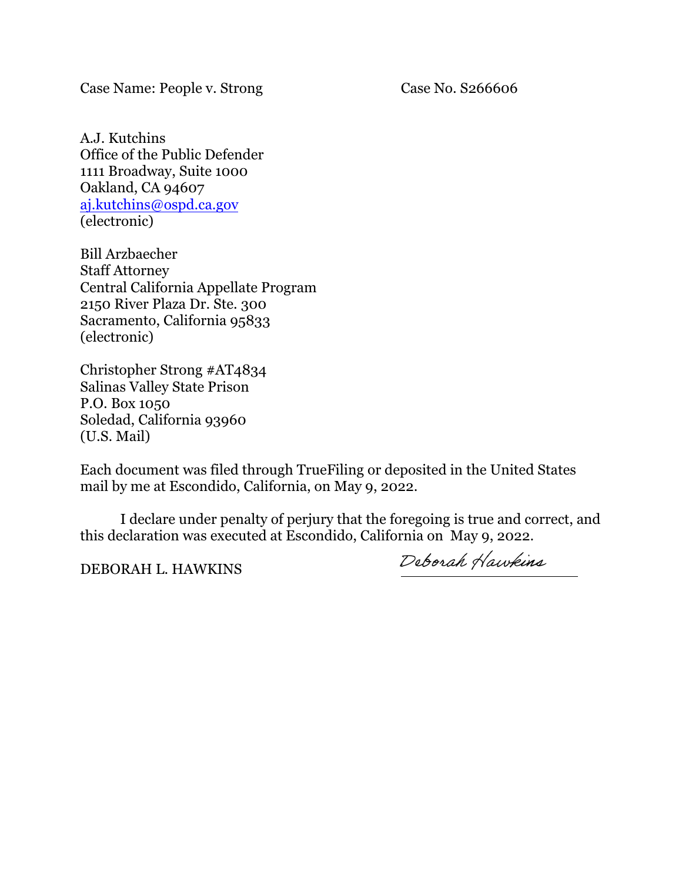Case Name: People v. Strong Case No. S266606

A.J. Kutchins
Office of the Public Defender
1111 Broadway, Suite 1000
Oakland, CA 94607
aj.kutchins@ospd.ca.gov
(electronic)

Bill Arzbaecher
Staff Attorney
Central California Appellate Program
2150 River Plaza Dr. Ste. 300
Sacramento, California 95833
(electronic)

Christopher Strong #AT4834
Salinas Valley State Prison
P.O. Box 1050
Soledad, California 93960
(U.S. Mail)

Each document was filed through TrueFiling or deposited in the United States mail by me at Escondido, California, on May 9, 2022.

I declare under penalty of perjury that the foregoing is true and correct, and this declaration was executed at Escondido, California on May 9, 2022.

DEBORAH L. HAWKINS

*Deborah Hawkins*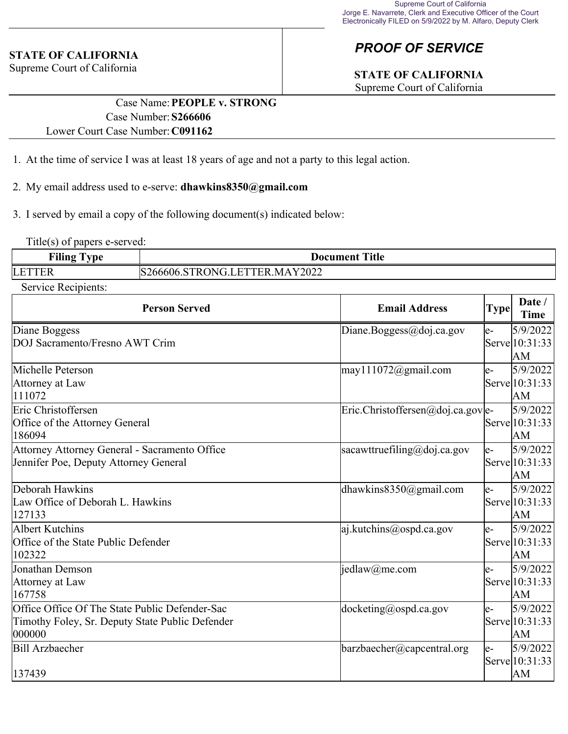Supreme Court of California
Jorge E. Navarrete, Clerk and Executive Officer of the Court
Electronically FILED on 5/9/2022 by M. Alfaro, Deputy Clerk

**STATE OF CALIFORNIA**
Supreme Court of California

## *PROOF OF SERVICE*

**STATE OF CALIFORNIA**
Supreme Court of California

Case Name: **PEOPLE v. STRONG**
Case Number: **S266606**
Lower Court Case Number: **C091162**

1. At the time of service I was at least 18 years of age and not a party to this legal action.

2. My email address used to e-serve: **dhawkins8350@gmail.com**

3. I served by email a copy of the following document(s) indicated below:

Title(s) of papers e-served:

| Filing Type | Document Title |
|---|---|
| LETTER | S266606.STRONG.LETTER.MAY2022 |

Service Recipients:

| Person Served | Email Address | Type | Date / Time |
|---|---|---|---|
| Diane Boggess<br>DOJ Sacramento/Fresno AWT Crim | Diane.Boggess@doj.ca.gov | e-Serve | 5/9/2022 10:31:33 AM |
| Michelle Peterson<br>Attorney at Law<br>111072 | may111072@gmail.com | e-Serve | 5/9/2022 10:31:33 AM |
| Eric Christoffersen<br>Office of the Attorney General<br>186094 | Eric.Christoffersen@doj.ca.gov | e-Serve | 5/9/2022 10:31:33 AM |
| Attorney Attorney General - Sacramento Office<br>Jennifer Poe, Deputy Attorney General | sacawttruefiling@doj.ca.gov | e-Serve | 5/9/2022 10:31:33 AM |
| Deborah Hawkins<br>Law Office of Deborah L. Hawkins<br>127133 | dhawkins8350@gmail.com | e-Serve | 5/9/2022 10:31:33 AM |
| Albert Kutchins<br>Office of the State Public Defender<br>102322 | aj.kutchins@ospd.ca.gov | e-Serve | 5/9/2022 10:31:33 AM |
| Jonathan Demson<br>Attorney at Law<br>167758 | jedlaw@me.com | e-Serve | 5/9/2022 10:31:33 AM |
| Office Office Of The State Public Defender-Sac<br>Timothy Foley, Sr. Deputy State Public Defender<br>000000 | docketing@ospd.ca.gov | e-Serve | 5/9/2022 10:31:33 AM |
| Bill Arzbaecher<br><br>137439 | barzbaecher@capcentral.org | e-Serve | 5/9/2022 10:31:33 AM |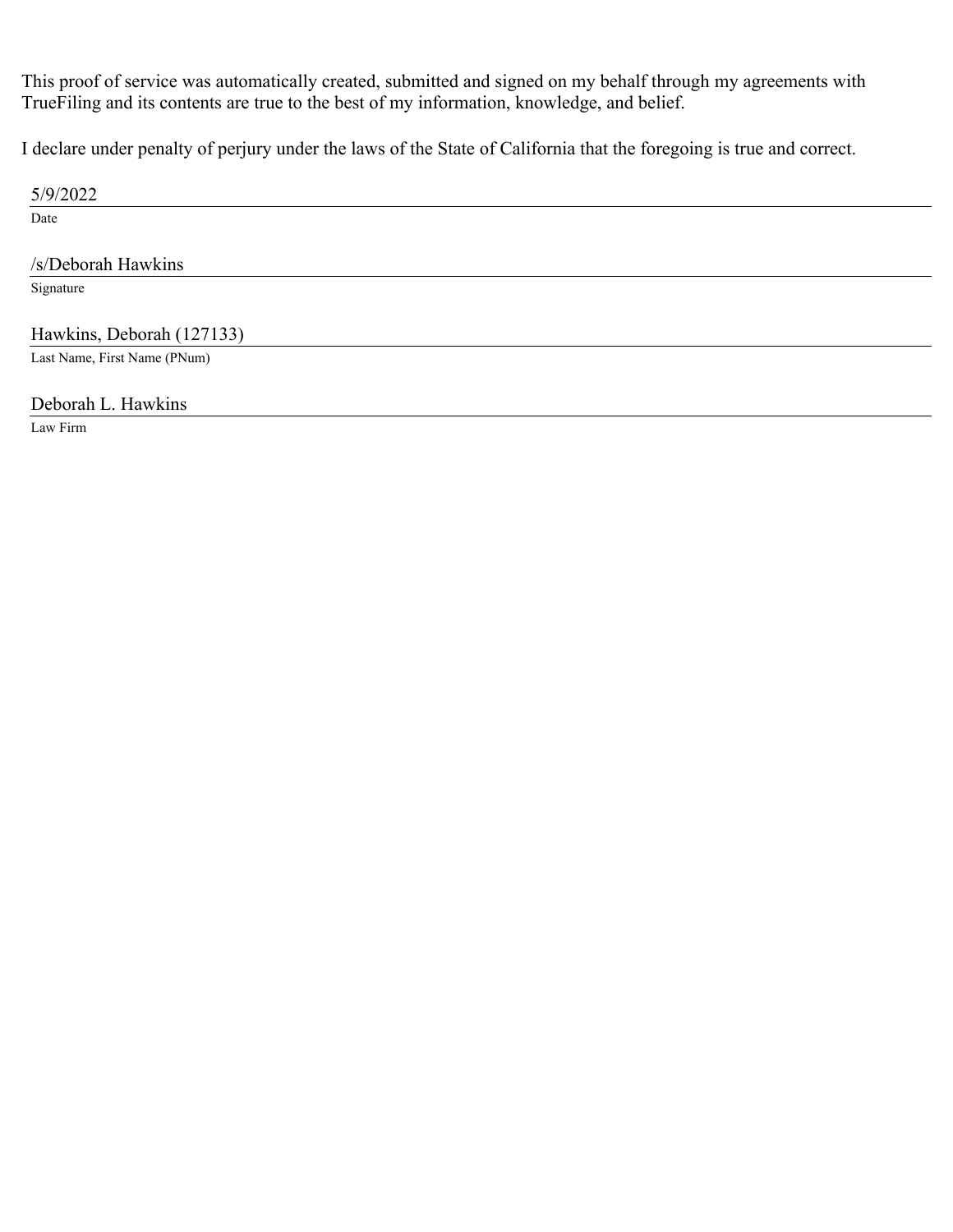This proof of service was automatically created, submitted and signed on my behalf through my agreements with TrueFiling and its contents are true to the best of my information, knowledge, and belief.

I declare under penalty of perjury under the laws of the State of California that the foregoing is true and correct.

5/9/2022

Date

/s/Deborah Hawkins

Signature

Hawkins, Deborah (127133)

Last Name, First Name (PNum)

Deborah L. Hawkins

Law Firm